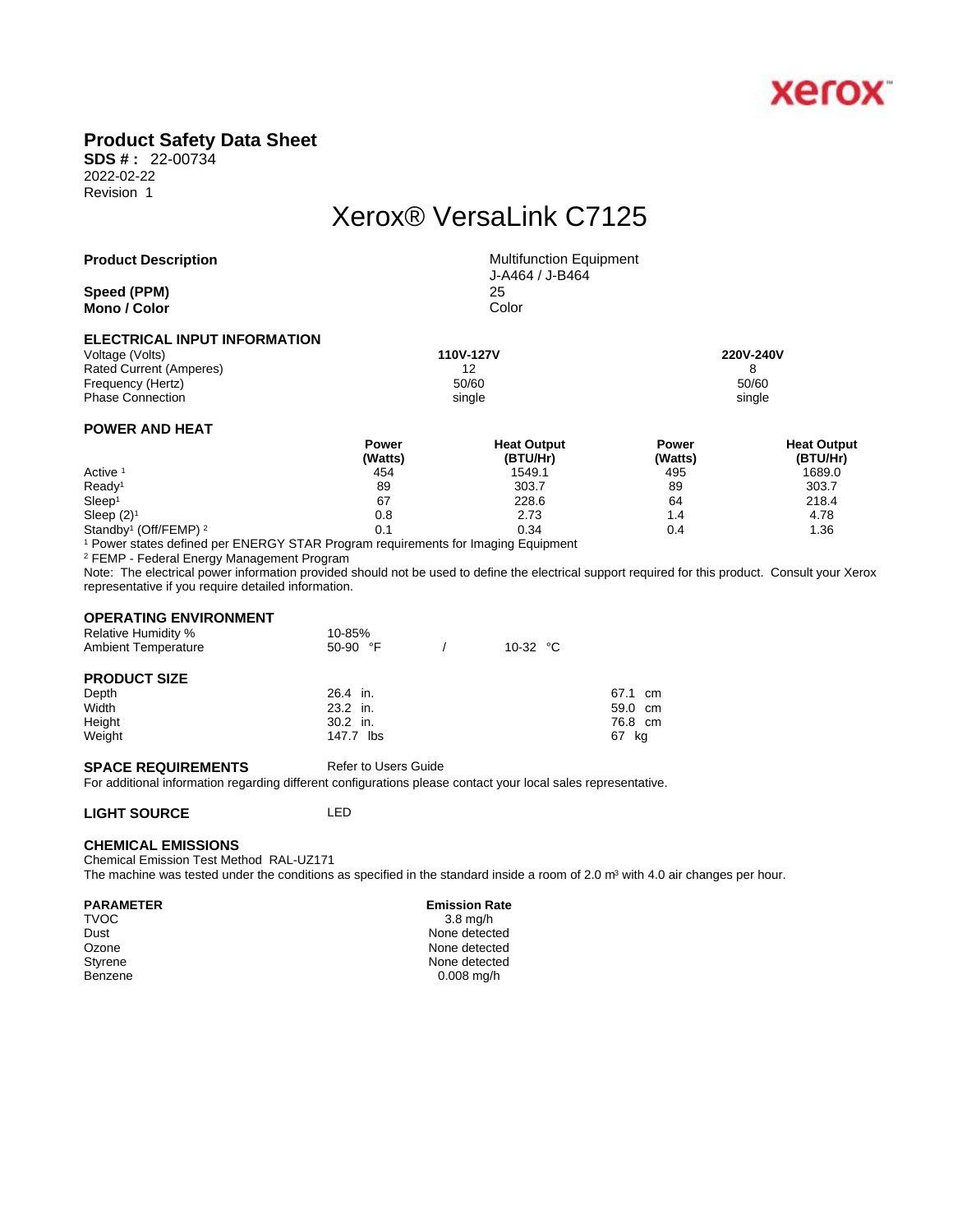# Product Safety Data Sheet

**SDS # :** 22-00734
2022-02-22
Revision 1

## Xerox® VersaLink C7125

| | |
|---|---|
| **Product Description** | Multifunction Equipment J-A464 / J-B464 |
| **Speed (PPM)** | 25 |
| **Mono / Color** | Color |

### ELECTRICAL INPUT INFORMATION

| | 110V-127V | 220V-240V |
|---|---|---|
| Voltage (Volts) | **110V-127V** | **220V-240V** |
| Rated Current (Amperes) | 12 | 8 |
| Frequency (Hertz) | 50/60 | 50/60 |
| Phase Connection | single | single |

### POWER AND HEAT

| | Power (Watts) | Heat Output (BTU/Hr) | Power (Watts) | Heat Output (BTU/Hr) |
|---|---|---|---|---|
| Active [1] | 454 | 1549.1 | 495 | 1689.0 |
| Ready[1] | 89 | 303.7 | 89 | 303.7 |
| Sleep[1] | 67 | 228.6 | 64 | 218.4 |
| Sleep (2)[1] | 0.8 | 2.73 | 1.4 | 4.78 |
| Standby[1] (Off/FEMP) [2] | 0.1 | 0.34 | 0.4 | 1.36 |

[1] Power states defined per ENERGY STAR Program requirements for Imaging Equipment
[2] FEMP - Federal Energy Management Program
Note: The electrical power information provided should not be used to define the electrical support required for this product. Consult your Xerox representative if you require detailed information.

### OPERATING ENVIRONMENT

| | | |
|---|---|---|
| Relative Humidity % | 10-85% | |
| Ambient Temperature | 50-90 °F | 10-32 °C |

### PRODUCT SIZE

| | | |
|---|---|---|
| Depth | 26.4 in. | 67.1 cm |
| Width | 23.2 in. | 59.0 cm |
| Height | 30.2 in. | 76.8 cm |
| Weight | 147.7 lbs | 67 kg |

### SPACE REQUIREMENTS

Refer to Users Guide

For additional information regarding different configurations please contact your local sales representative.

### LIGHT SOURCE

LED

### CHEMICAL EMISSIONS

Chemical Emission Test Method RAL-UZ171
The machine was tested under the conditions as specified in the standard inside a room of 2.0 $m^3$ with 4.0 air changes per hour.

| PARAMETER | Emission Rate |
|---|---|
| TVOC | 3.8 mg/h |
| Dust | None detected |
| Ozone | None detected |
| Styrene | None detected |
| Benzene | 0.008 mg/h |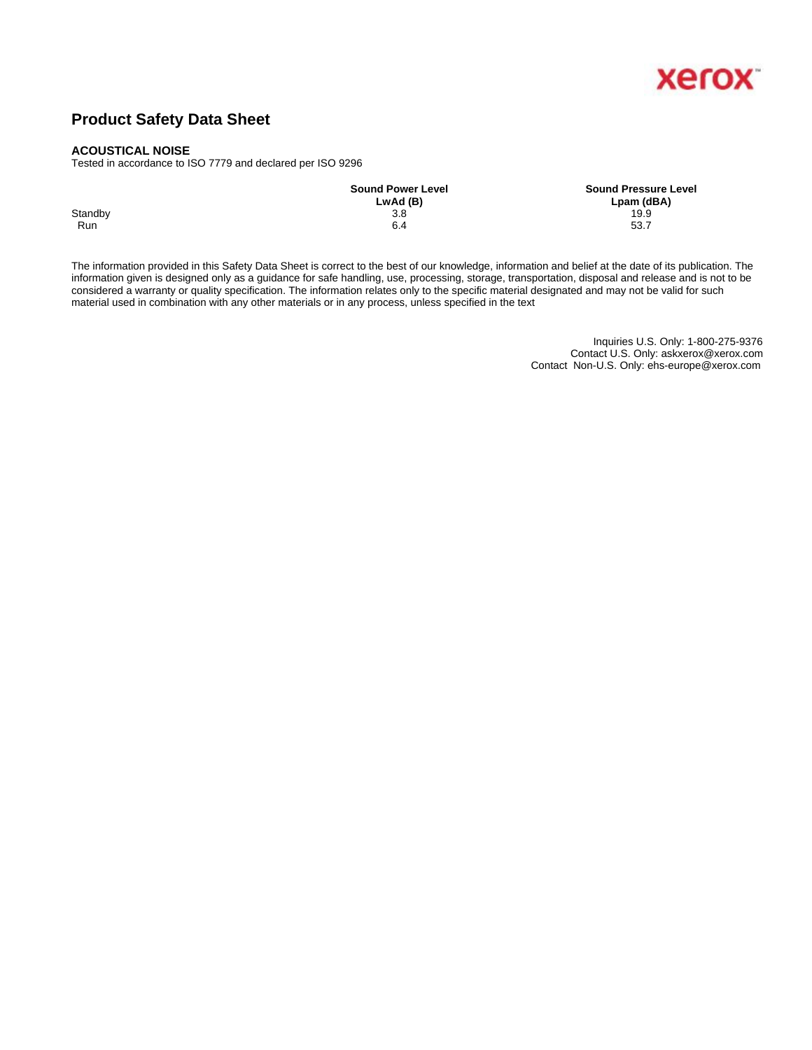## Product Safety Data Sheet

### ACOUSTICAL NOISE

Tested in accordance to ISO 7779 and declared per ISO 9296

| | Sound Power Level LwAd (B) | Sound Pressure Level Lpam (dBA) |
|---|---|---|
| Standby | 3.8 | 19.9 |
| Run | 6.4 | 53.7 |

The information provided in this Safety Data Sheet is correct to the best of our knowledge, information and belief at the date of its publication. The information given is designed only as a guidance for safe handling, use, processing, storage, transportation, disposal and release and is not to be considered a warranty or quality specification. The information relates only to the specific material designated and may not be valid for such material used in combination with any other materials or in any process, unless specified in the text

Inquiries U.S. Only: 1-800-275-9376
Contact U.S. Only: askxerox@xerox.com
Contact Non-U.S. Only: ehs-europe@xerox.com